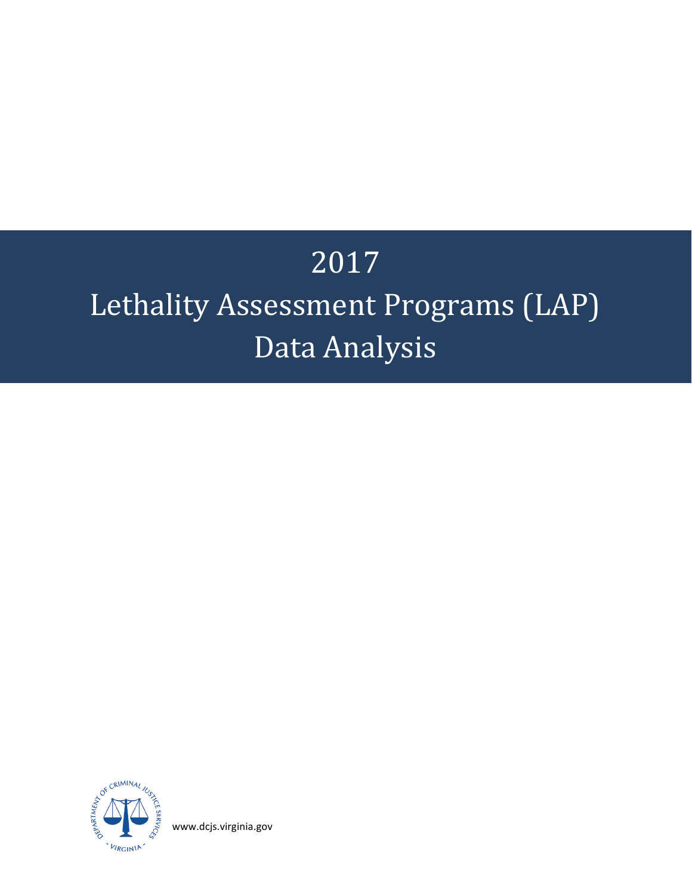# 2017 Lethality Assessment Programs (LAP) Data Analysis

www.dcjs.virginia.gov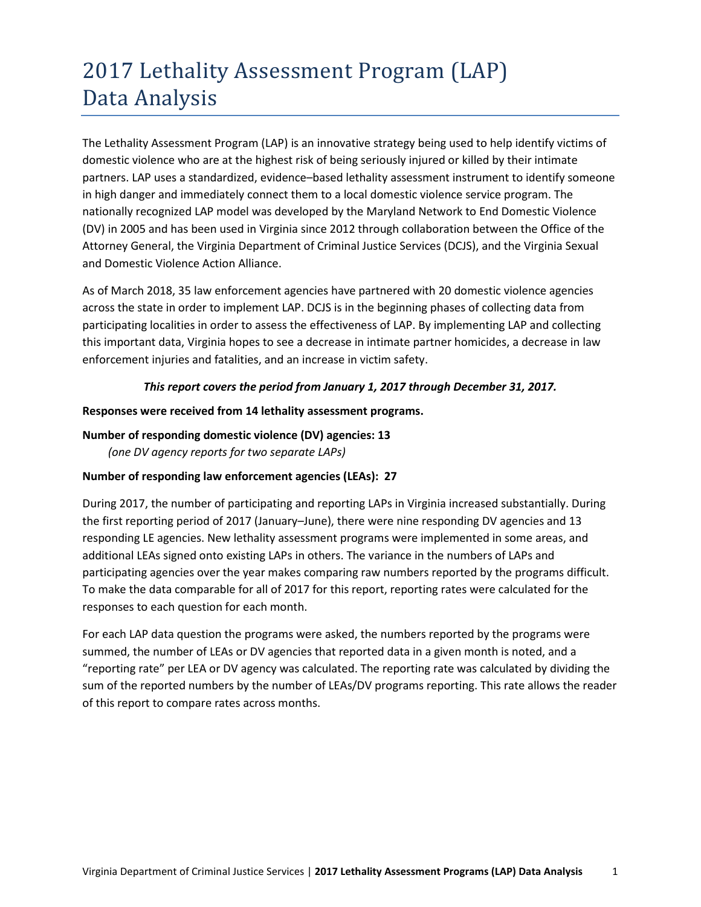# 2017 Lethality Assessment Program (LAP) Data Analysis

The Lethality Assessment Program (LAP) is an innovative strategy being used to help identify victims of domestic violence who are at the highest risk of being seriously injured or killed by their intimate partners. LAP uses a standardized, evidence–based lethality assessment instrument to identify someone in high danger and immediately connect them to a local domestic violence service program. The nationally recognized LAP model was developed by the Maryland Network to End Domestic Violence (DV) in 2005 and has been used in Virginia since 2012 through collaboration between the Office of the Attorney General, the Virginia Department of Criminal Justice Services (DCJS), and the Virginia Sexual and Domestic Violence Action Alliance.

As of March 2018, 35 law enforcement agencies have partnered with 20 domestic violence agencies across the state in order to implement LAP. DCJS is in the beginning phases of collecting data from participating localities in order to assess the effectiveness of LAP. By implementing LAP and collecting this important data, Virginia hopes to see a decrease in intimate partner homicides, a decrease in law enforcement injuries and fatalities, and an increase in victim safety.

***This report covers the period from January 1, 2017 through December 31, 2017.***

**Responses were received from 14 lethality assessment programs.**

**Number of responding domestic violence (DV) agencies: 13**
*(one DV agency reports for two separate LAPs)*

**Number of responding law enforcement agencies (LEAs): 27**

During 2017, the number of participating and reporting LAPs in Virginia increased substantially. During the first reporting period of 2017 (January–June), there were nine responding DV agencies and 13 responding LE agencies. New lethality assessment programs were implemented in some areas, and additional LEAs signed onto existing LAPs in others. The variance in the numbers of LAPs and participating agencies over the year makes comparing raw numbers reported by the programs difficult. To make the data comparable for all of 2017 for this report, reporting rates were calculated for the responses to each question for each month.

For each LAP data question the programs were asked, the numbers reported by the programs were summed, the number of LEAs or DV agencies that reported data in a given month is noted, and a "reporting rate" per LEA or DV agency was calculated. The reporting rate was calculated by dividing the sum of the reported numbers by the number of LEAs/DV programs reporting. This rate allows the reader of this report to compare rates across months.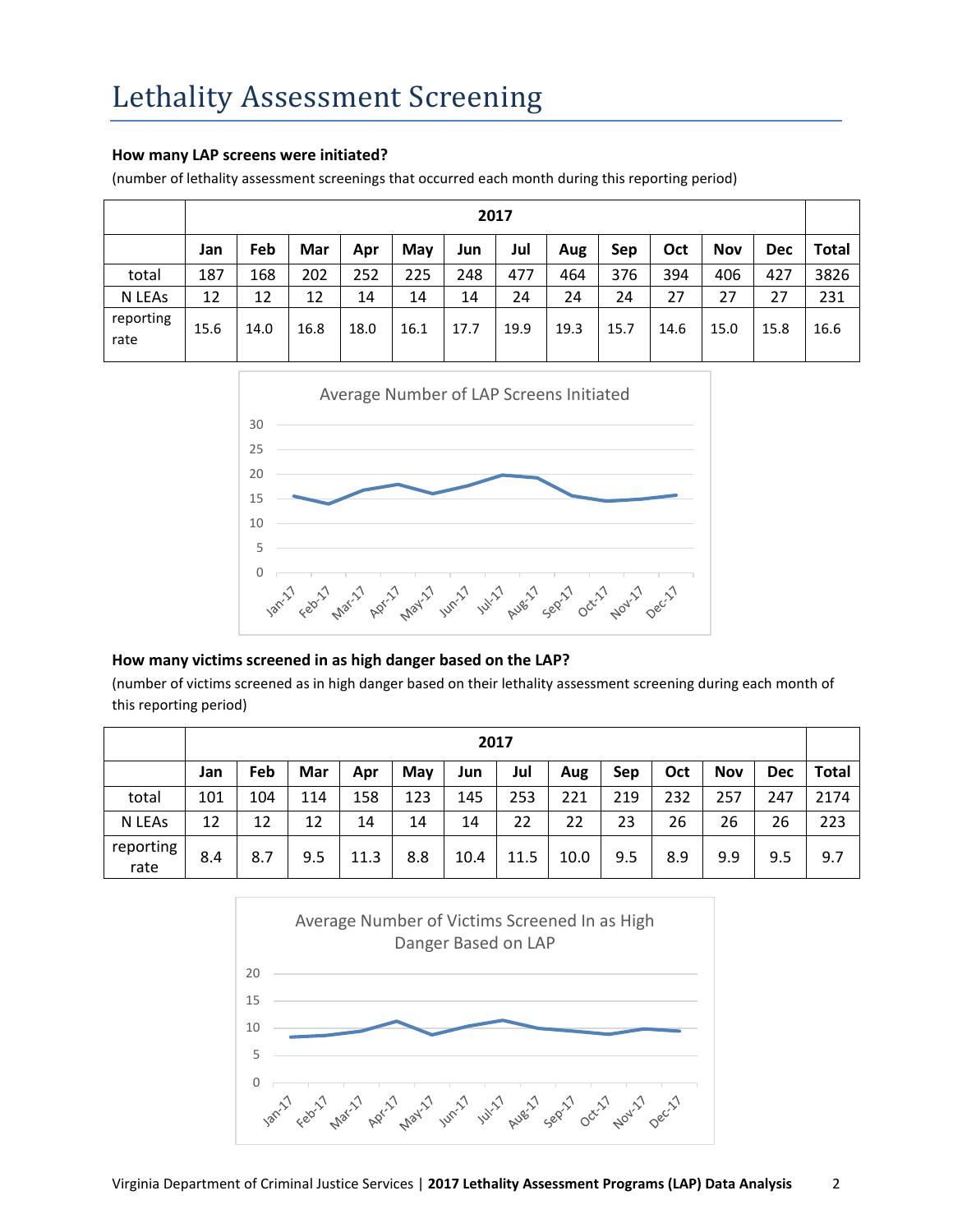# Lethality Assessment Screening

**How many LAP screens were initiated?**

(number of lethality assessment screenings that occurred each month during this reporting period)

| | 2017 | | | | | | | | | | | | |
|---|---|---|---|---|---|---|---|---|---|---|---|---|---|
| | **Jan** | **Feb** | **Mar** | **Apr** | **May** | **Jun** | **Jul** | **Aug** | **Sep** | **Oct** | **Nov** | **Dec** | **Total** |
| total | 187 | 168 | 202 | 252 | 225 | 248 | 477 | 464 | 376 | 394 | 406 | 427 | 3826 |
| N LEAs | 12 | 12 | 12 | 14 | 14 | 14 | 24 | 24 | 24 | 27 | 27 | 27 | 231 |
| reporting rate | 15.6 | 14.0 | 16.8 | 18.0 | 16.1 | 17.7 | 19.9 | 19.3 | 15.7 | 14.6 | 15.0 | 15.8 | 16.6 |

Average Number of LAP Screens Initiated

**How many victims screened in as high danger based on the LAP?**

(number of victims screened as in high danger based on their lethality assessment screening during each month of this reporting period)

| | 2017 | | | | | | | | | | | | |
|---|---|---|---|---|---|---|---|---|---|---|---|---|---|
| | **Jan** | **Feb** | **Mar** | **Apr** | **May** | **Jun** | **Jul** | **Aug** | **Sep** | **Oct** | **Nov** | **Dec** | **Total** |
| total | 101 | 104 | 114 | 158 | 123 | 145 | 253 | 221 | 219 | 232 | 257 | 247 | 2174 |
| N LEAs | 12 | 12 | 12 | 14 | 14 | 14 | 22 | 22 | 23 | 26 | 26 | 26 | 223 |
| reporting rate | 8.4 | 8.7 | 9.5 | 11.3 | 8.8 | 10.4 | 11.5 | 10.0 | 9.5 | 8.9 | 9.9 | 9.5 | 9.7 |

Average Number of Victims Screened In as High Danger Based on LAP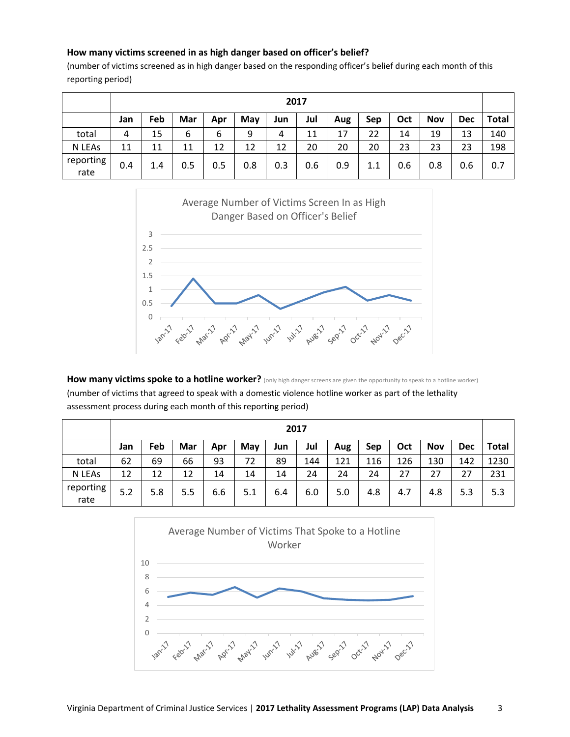**How many victims screened in as high danger based on officer's belief?**

(number of victims screened as in high danger based on the responding officer's belief during each month of this reporting period)

| | 2017 | | | | | | | | | | | | |
|---|---|---|---|---|---|---|---|---|---|---|---|---|---|
| | Jan | Feb | Mar | Apr | May | Jun | Jul | Aug | Sep | Oct | Nov | Dec | Total |
| total | 4 | 15 | 6 | 6 | 9 | 4 | 11 | 17 | 22 | 14 | 19 | 13 | 140 |
| N LEAs | 11 | 11 | 11 | 12 | 12 | 12 | 20 | 20 | 20 | 23 | 23 | 23 | 198 |
| reporting rate | 0.4 | 1.4 | 0.5 | 0.5 | 0.8 | 0.3 | 0.6 | 0.9 | 1.1 | 0.6 | 0.8 | 0.6 | 0.7 |

Average Number of Victims Screen In as High Danger Based on Officer's Belief

**How many victims spoke to a hotline worker?** (only high danger screens are given the opportunity to speak to a hotline worker)

(number of victims that agreed to speak with a domestic violence hotline worker as part of the lethality assessment process during each month of this reporting period)

| | 2017 | | | | | | | | | | | | |
|---|---|---|---|---|---|---|---|---|---|---|---|---|---|
| | Jan | Feb | Mar | Apr | May | Jun | Jul | Aug | Sep | Oct | Nov | Dec | Total |
| total | 62 | 69 | 66 | 93 | 72 | 89 | 144 | 121 | 116 | 126 | 130 | 142 | 1230 |
| N LEAs | 12 | 12 | 12 | 14 | 14 | 14 | 24 | 24 | 24 | 27 | 27 | 27 | 231 |
| reporting rate | 5.2 | 5.8 | 5.5 | 6.6 | 5.1 | 6.4 | 6.0 | 5.0 | 4.8 | 4.7 | 4.8 | 5.3 | 5.3 |

Average Number of Victims That Spoke to a Hotline Worker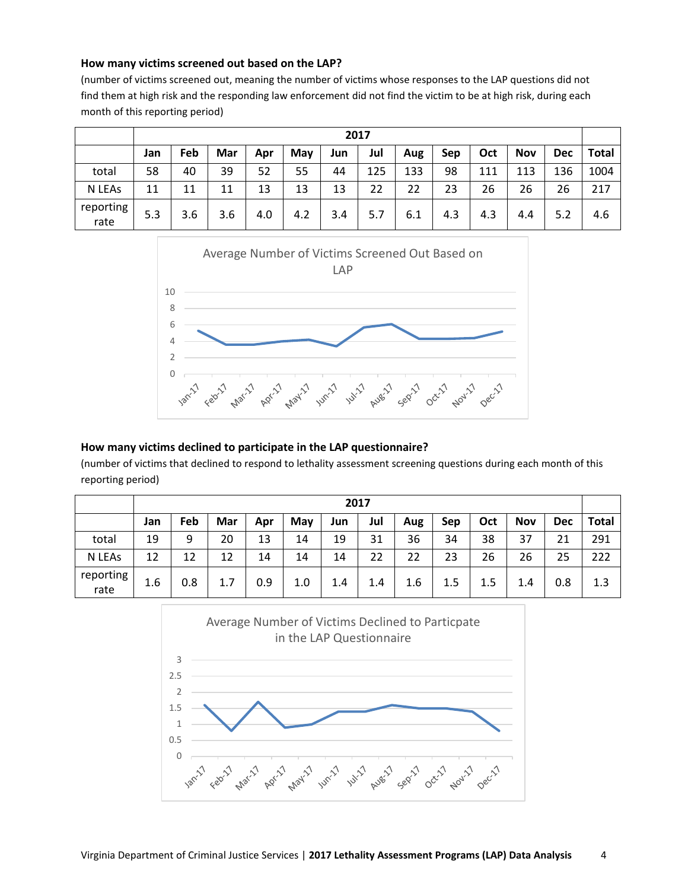**How many victims screened out based on the LAP?**

(number of victims screened out, meaning the number of victims whose responses to the LAP questions did not find them at high risk and the responding law enforcement did not find the victim to be at high risk, during each month of this reporting period)

| | 2017 | | | | | | | | | | | | |
|---|---|---|---|---|---|---|---|---|---|---|---|---|---|
| | Jan | Feb | Mar | Apr | May | Jun | Jul | Aug | Sep | Oct | Nov | Dec | Total |
| total | 58 | 40 | 39 | 52 | 55 | 44 | 125 | 133 | 98 | 111 | 113 | 136 | 1004 |
| N LEAs | 11 | 11 | 11 | 13 | 13 | 13 | 22 | 22 | 23 | 26 | 26 | 26 | 217 |
| reporting rate | 5.3 | 3.6 | 3.6 | 4.0 | 4.2 | 3.4 | 5.7 | 6.1 | 4.3 | 4.3 | 4.4 | 5.2 | 4.6 |

Average Number of Victims Screened Out Based on LAP

**How many victims declined to participate in the LAP questionnaire?**

(number of victims that declined to respond to lethality assessment screening questions during each month of this reporting period)

| | 2017 | | | | | | | | | | | | |
|---|---|---|---|---|---|---|---|---|---|---|---|---|---|
| | Jan | Feb | Mar | Apr | May | Jun | Jul | Aug | Sep | Oct | Nov | Dec | Total |
| total | 19 | 9 | 20 | 13 | 14 | 19 | 31 | 36 | 34 | 38 | 37 | 21 | 291 |
| N LEAs | 12 | 12 | 12 | 14 | 14 | 14 | 22 | 22 | 23 | 26 | 26 | 25 | 222 |
| reporting rate | 1.6 | 0.8 | 1.7 | 0.9 | 1.0 | 1.4 | 1.4 | 1.6 | 1.5 | 1.5 | 1.4 | 0.8 | 1.3 |

Average Number of Victims Declined to Particpate in the LAP Questionnaire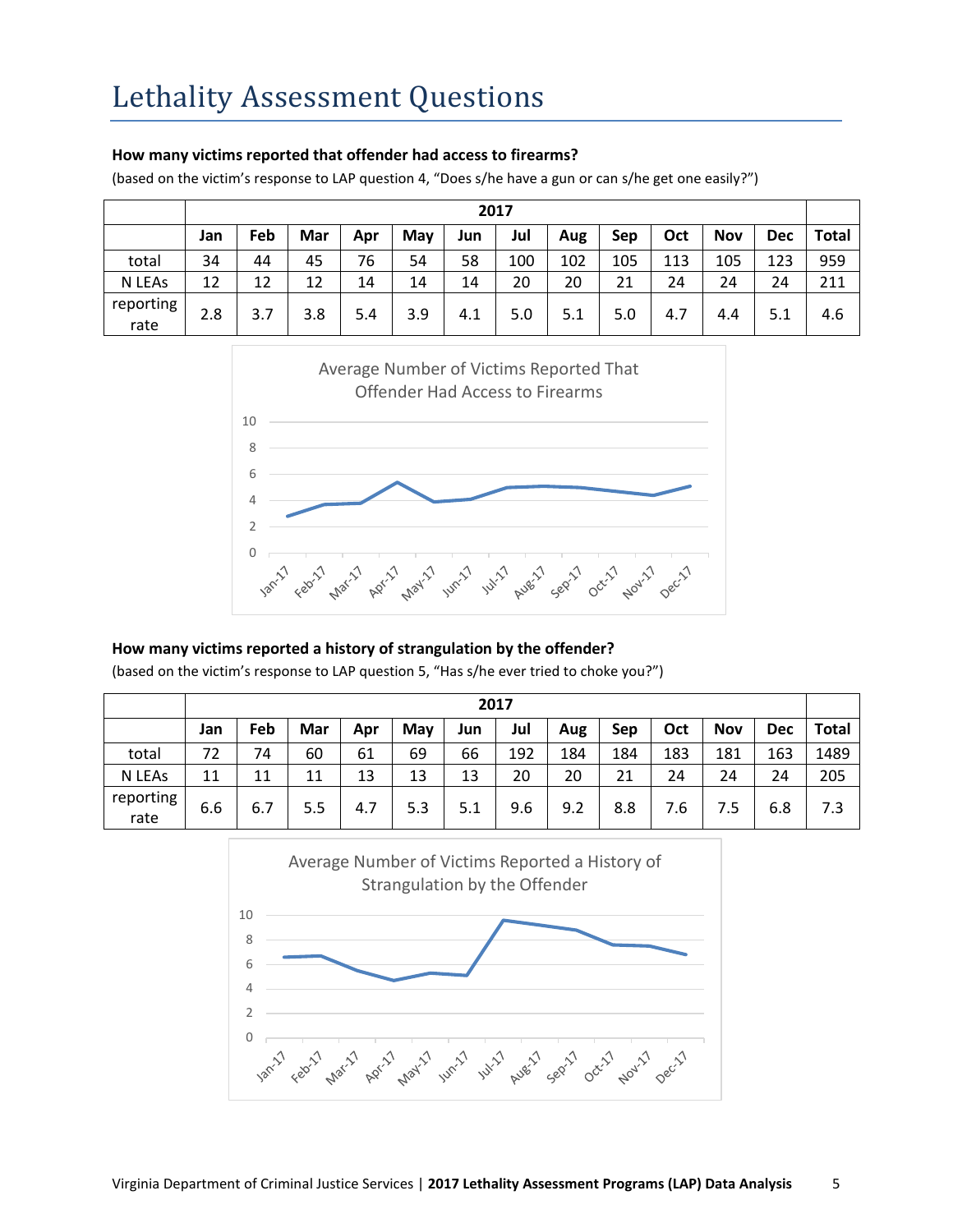# Lethality Assessment Questions

**How many victims reported that offender had access to firearms?**

(based on the victim's response to LAP question 4, "Does s/he have a gun or can s/he get one easily?")

| | 2017 | | | | | | | | | | | | |
|---|---|---|---|---|---|---|---|---|---|---|---|---|---|
| | Jan | Feb | Mar | Apr | May | Jun | Jul | Aug | Sep | Oct | Nov | Dec | Total |
| total | 34 | 44 | 45 | 76 | 54 | 58 | 100 | 102 | 105 | 113 | 105 | 123 | 959 |
| N LEAs | 12 | 12 | 12 | 14 | 14 | 14 | 20 | 20 | 21 | 24 | 24 | 24 | 211 |
| reporting rate | 2.8 | 3.7 | 3.8 | 5.4 | 3.9 | 4.1 | 5.0 | 5.1 | 5.0 | 4.7 | 4.4 | 5.1 | 4.6 |

Average Number of Victims Reported That Offender Had Access to Firearms

**How many victims reported a history of strangulation by the offender?**

(based on the victim's response to LAP question 5, "Has s/he ever tried to choke you?")

| | 2017 | | | | | | | | | | | | |
|---|---|---|---|---|---|---|---|---|---|---|---|---|---|
| | Jan | Feb | Mar | Apr | May | Jun | Jul | Aug | Sep | Oct | Nov | Dec | Total |
| total | 72 | 74 | 60 | 61 | 69 | 66 | 192 | 184 | 184 | 183 | 181 | 163 | 1489 |
| N LEAs | 11 | 11 | 11 | 13 | 13 | 13 | 20 | 20 | 21 | 24 | 24 | 24 | 205 |
| reporting rate | 6.6 | 6.7 | 5.5 | 4.7 | 5.3 | 5.1 | 9.6 | 9.2 | 8.8 | 7.6 | 7.5 | 6.8 | 7.3 |

Average Number of Victims Reported a History of Strangulation by the Offender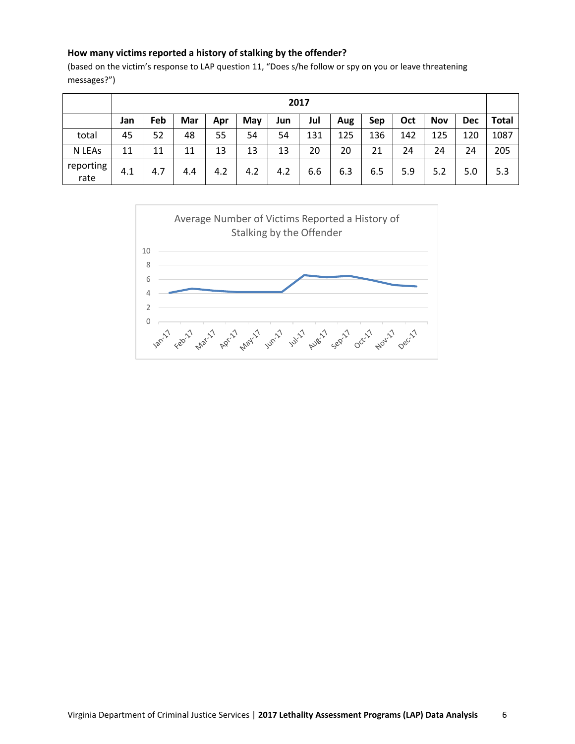**How many victims reported a history of stalking by the offender?**

(based on the victim's response to LAP question 11, "Does s/he follow or spy on you or leave threatening messages?")

| | 2017 | | | | | | | | | | | | |
|---|---|---|---|---|---|---|---|---|---|---|---|---|---|
| | **Jan** | **Feb** | **Mar** | **Apr** | **May** | **Jun** | **Jul** | **Aug** | **Sep** | **Oct** | **Nov** | **Dec** | **Total** |
| total | 45 | 52 | 48 | 55 | 54 | 54 | 131 | 125 | 136 | 142 | 125 | 120 | 1087 |
| N LEAs | 11 | 11 | 11 | 13 | 13 | 13 | 20 | 20 | 21 | 24 | 24 | 24 | 205 |
| reporting rate | 4.1 | 4.7 | 4.4 | 4.2 | 4.2 | 4.2 | 6.6 | 6.3 | 6.5 | 5.9 | 5.2 | 5.0 | 5.3 |

Average Number of Victims Reported a History of Stalking by the Offender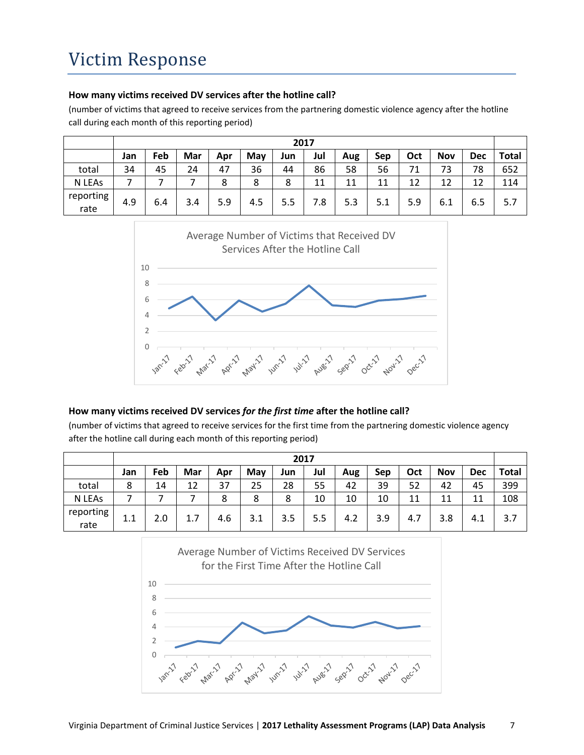# Victim Response

**How many victims received DV services after the hotline call?**

(number of victims that agreed to receive services from the partnering domestic violence agency after the hotline call during each month of this reporting period)

| | 2017 | | | | | | | | | | | | |
|---|---|---|---|---|---|---|---|---|---|---|---|---|---|
| | Jan | Feb | Mar | Apr | May | Jun | Jul | Aug | Sep | Oct | Nov | Dec | Total |
| total | 34 | 45 | 24 | 47 | 36 | 44 | 86 | 58 | 56 | 71 | 73 | 78 | 652 |
| N LEAs | 7 | 7 | 7 | 8 | 8 | 8 | 11 | 11 | 11 | 12 | 12 | 12 | 114 |
| reporting rate | 4.9 | 6.4 | 3.4 | 5.9 | 4.5 | 5.5 | 7.8 | 5.3 | 5.1 | 5.9 | 6.1 | 6.5 | 5.7 |

Average Number of Victims that Received DV Services After the Hotline Call

**How many victims received DV services *for the first time* after the hotline call?**

(number of victims that agreed to receive services for the first time from the partnering domestic violence agency after the hotline call during each month of this reporting period)

| | 2017 | | | | | | | | | | | | |
|---|---|---|---|---|---|---|---|---|---|---|---|---|---|
| | Jan | Feb | Mar | Apr | May | Jun | Jul | Aug | Sep | Oct | Nov | Dec | Total |
| total | 8 | 14 | 12 | 37 | 25 | 28 | 55 | 42 | 39 | 52 | 42 | 45 | 399 |
| N LEAs | 7 | 7 | 7 | 8 | 8 | 8 | 10 | 10 | 10 | 11 | 11 | 11 | 108 |
| reporting rate | 1.1 | 2.0 | 1.7 | 4.6 | 3.1 | 3.5 | 5.5 | 4.2 | 3.9 | 4.7 | 3.8 | 4.1 | 3.7 |

Average Number of Victims Received DV Services for the First Time After the Hotline Call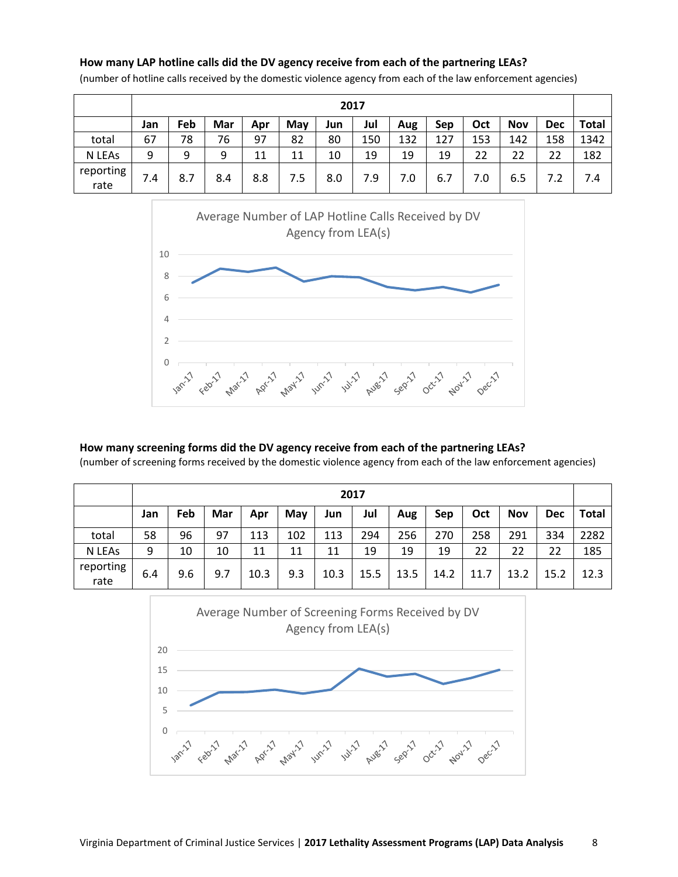**How many LAP hotline calls did the DV agency receive from each of the partnering LEAs?**

(number of hotline calls received by the domestic violence agency from each of the law enforcement agencies)

| | 2017 | | | | | | | | | | | | |
|---|---|---|---|---|---|---|---|---|---|---|---|---|---|
| | Jan | Feb | Mar | Apr | May | Jun | Jul | Aug | Sep | Oct | Nov | Dec | Total |
| total | 67 | 78 | 76 | 97 | 82 | 80 | 150 | 132 | 127 | 153 | 142 | 158 | 1342 |
| N LEAs | 9 | 9 | 9 | 11 | 11 | 10 | 19 | 19 | 19 | 22 | 22 | 22 | 182 |
| reporting rate | 7.4 | 8.7 | 8.4 | 8.8 | 7.5 | 8.0 | 7.9 | 7.0 | 6.7 | 7.0 | 6.5 | 7.2 | 7.4 |

Average Number of LAP Hotline Calls Received by DV Agency from LEA(s)

**How many screening forms did the DV agency receive from each of the partnering LEAs?**

(number of screening forms received by the domestic violence agency from each of the law enforcement agencies)

| | 2017 | | | | | | | | | | | | |
|---|---|---|---|---|---|---|---|---|---|---|---|---|---|
| | Jan | Feb | Mar | Apr | May | Jun | Jul | Aug | Sep | Oct | Nov | Dec | Total |
| total | 58 | 96 | 97 | 113 | 102 | 113 | 294 | 256 | 270 | 258 | 291 | 334 | 2282 |
| N LEAs | 9 | 10 | 10 | 11 | 11 | 11 | 19 | 19 | 19 | 22 | 22 | 22 | 185 |
| reporting rate | 6.4 | 9.6 | 9.7 | 10.3 | 9.3 | 10.3 | 15.5 | 13.5 | 14.2 | 11.7 | 13.2 | 15.2 | 12.3 |

Average Number of Screening Forms Received by DV Agency from LEA(s)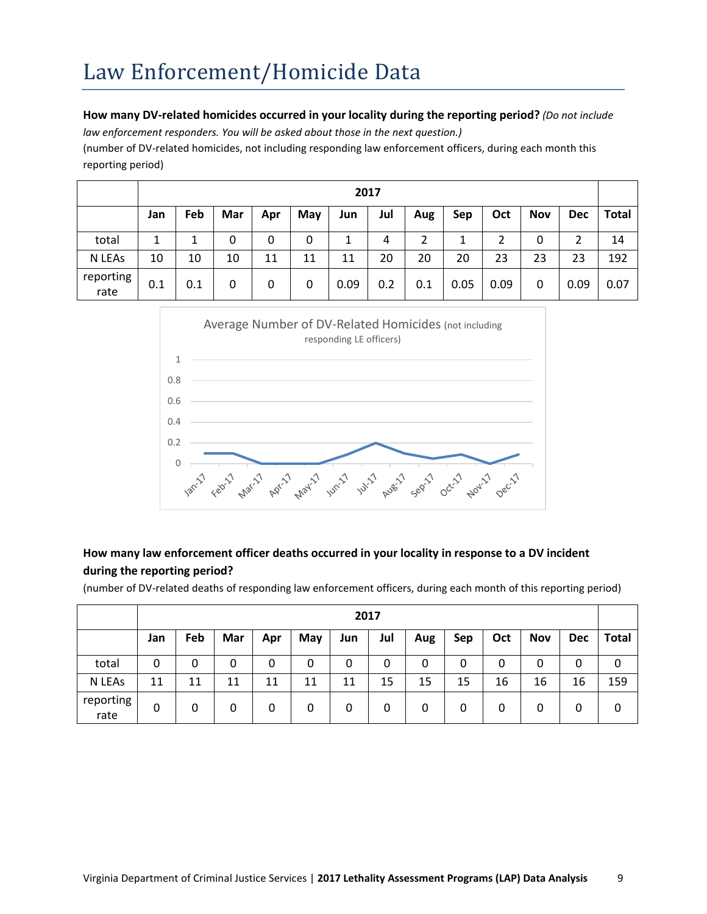# Law Enforcement/Homicide Data

**How many DV-related homicides occurred in your locality during the reporting period?** *(Do not include law enforcement responders. You will be asked about those in the next question.)*
(number of DV-related homicides, not including responding law enforcement officers, during each month this reporting period)

| | 2017 | | | | | | | | | | | | |
|---|---|---|---|---|---|---|---|---|---|---|---|---|---|
| | Jan | Feb | Mar | Apr | May | Jun | Jul | Aug | Sep | Oct | Nov | Dec | Total |
| total | 1 | 1 | 0 | 0 | 0 | 1 | 4 | 2 | 1 | 2 | 0 | 2 | 14 |
| N LEAs | 10 | 10 | 10 | 11 | 11 | 11 | 20 | 20 | 20 | 23 | 23 | 23 | 192 |
| reporting rate | 0.1 | 0.1 | 0 | 0 | 0 | 0.09 | 0.2 | 0.1 | 0.05 | 0.09 | 0 | 0.09 | 0.07 |

Average Number of DV-Related Homicides (not including responding LE officers)

**How many law enforcement officer deaths occurred in your locality in response to a DV incident during the reporting period?**
(number of DV-related deaths of responding law enforcement officers, during each month of this reporting period)

| | 2017 | | | | | | | | | | | | |
|---|---|---|---|---|---|---|---|---|---|---|---|---|---|
| | Jan | Feb | Mar | Apr | May | Jun | Jul | Aug | Sep | Oct | Nov | Dec | Total |
| total | 0 | 0 | 0 | 0 | 0 | 0 | 0 | 0 | 0 | 0 | 0 | 0 | 0 |
| N LEAs | 11 | 11 | 11 | 11 | 11 | 11 | 15 | 15 | 15 | 16 | 16 | 16 | 159 |
| reporting rate | 0 | 0 | 0 | 0 | 0 | 0 | 0 | 0 | 0 | 0 | 0 | 0 | 0 |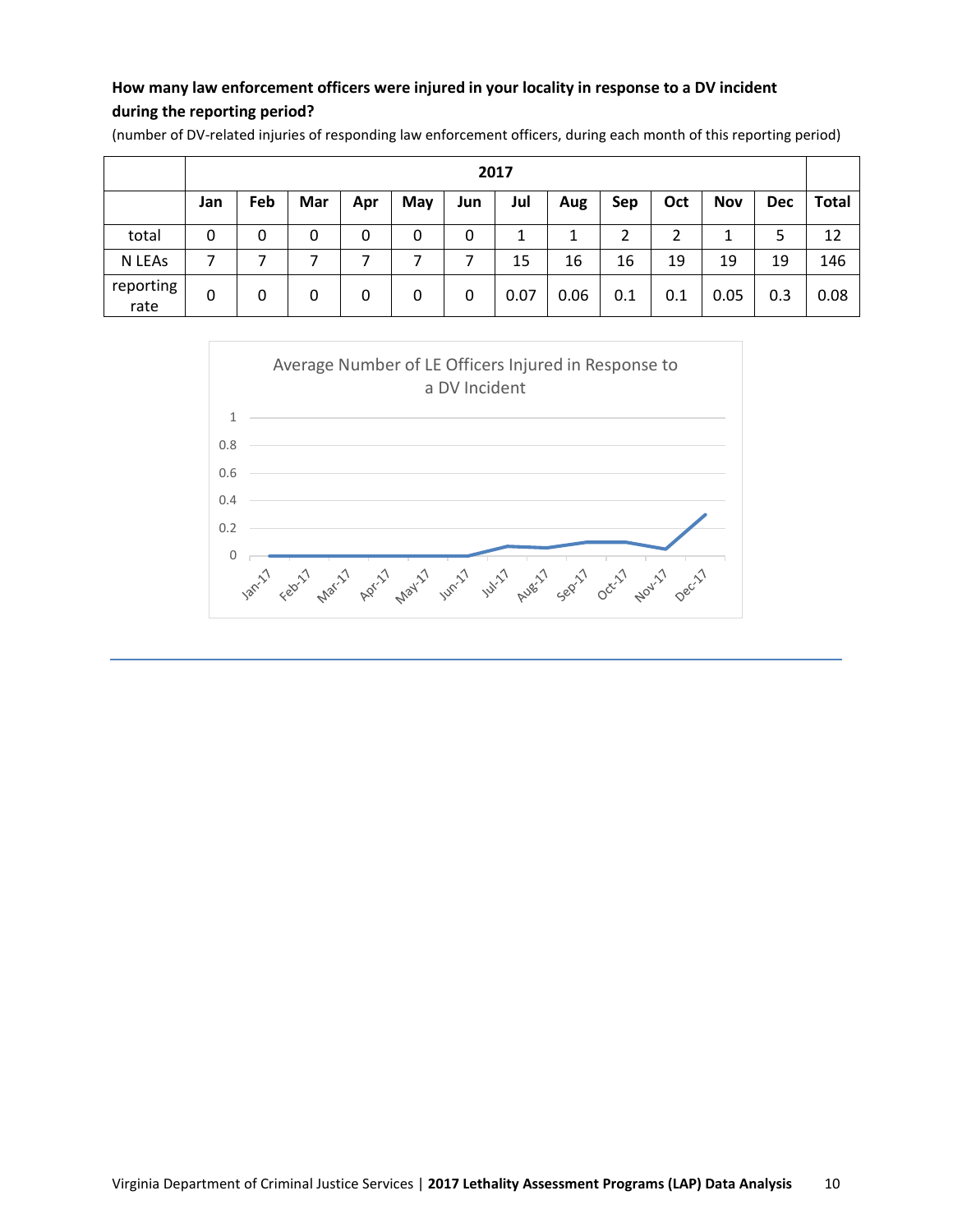**How many law enforcement officers were injured in your locality in response to a DV incident during the reporting period?**

(number of DV-related injuries of responding law enforcement officers, during each month of this reporting period)

| | 2017 | | | | | | | | | | | | |
|---|---|---|---|---|---|---|---|---|---|---|---|---|---|
| | Jan | Feb | Mar | Apr | May | Jun | Jul | Aug | Sep | Oct | Nov | Dec | Total |
| total | 0 | 0 | 0 | 0 | 0 | 0 | 1 | 1 | 2 | 2 | 1 | 5 | 12 |
| N LEAs | 7 | 7 | 7 | 7 | 7 | 7 | 15 | 16 | 16 | 19 | 19 | 19 | 146 |
| reporting rate | 0 | 0 | 0 | 0 | 0 | 0 | 0.07 | 0.06 | 0.1 | 0.1 | 0.05 | 0.3 | 0.08 |

Average Number of LE Officers Injured in Response to a DV Incident

1
0.8
0.6
0.4
0.2
0

Jan-17 Feb-17 Mar-17 Apr-17 May-17 Jun-17 Jul-17 Aug-17 Sep-17 Oct-17 Nov-17 Dec-17